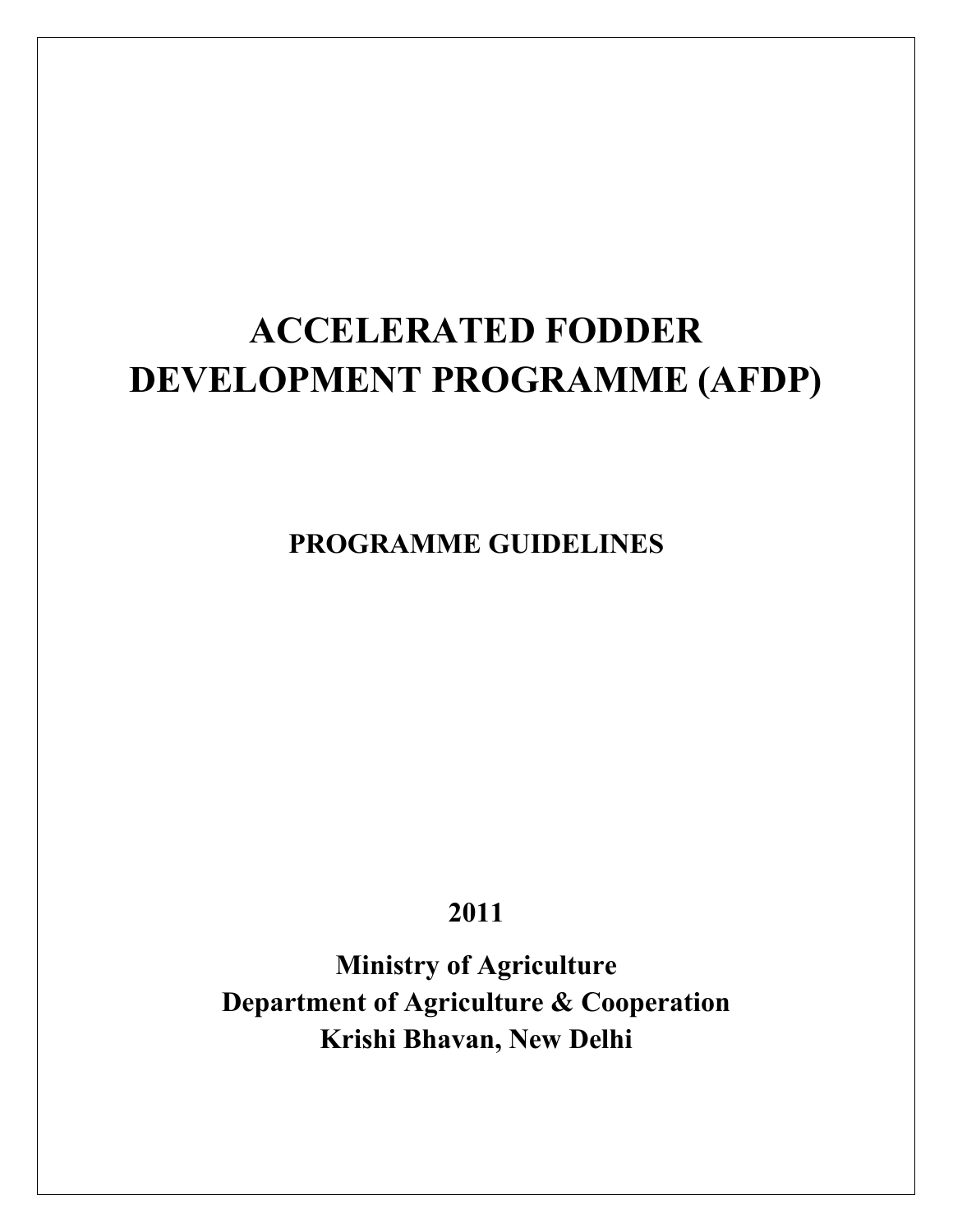# ACCELERATED FODDER DEVELOPMENT PROGRAMME (AFDP)

## PROGRAMME GUIDELINES

**2011**

**Ministry of Agriculture**
**Department of Agriculture & Cooperation**
**Krishi Bhavan, New Delhi**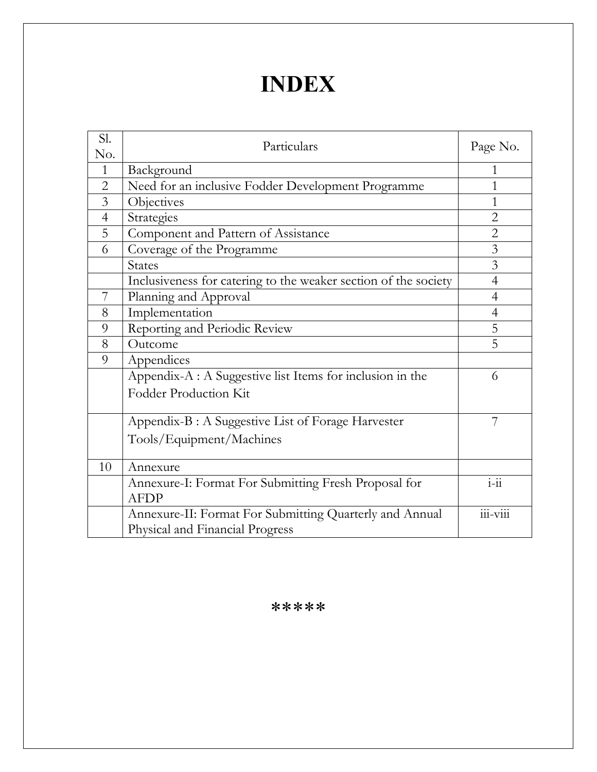# INDEX

| Sl. No. | Particulars | Page No. |
|---|---|---|
| 1 | Background | 1 |
| 2 | Need for an inclusive Fodder Development Programme | 1 |
| 3 | Objectives | 1 |
| 4 | Strategies | 2 |
| 5 | Component and Pattern of Assistance | 2 |
| 6 | Coverage of the Programme | 3 |
| | States | 3 |
| | Inclusiveness for catering to the weaker section of the society | 4 |
| 7 | Planning and Approval | 4 |
| 8 | Implementation | 4 |
| 9 | Reporting and Periodic Review | 5 |
| 8 | Outcome | 5 |
| 9 | Appendices | |
| | Appendix-A : A Suggestive list Items for inclusion in the Fodder Production Kit | 6 |
| | Appendix-B : A Suggestive List of Forage Harvester Tools/Equipment/Machines | 7 |
| 10 | Annexure | |
| | Annexure-I: Format For Submitting Fresh Proposal for AFDP | i-ii |
| | Annexure-II: Format For Submitting Quarterly and Annual Physical and Financial Progress | iii-viii |

*****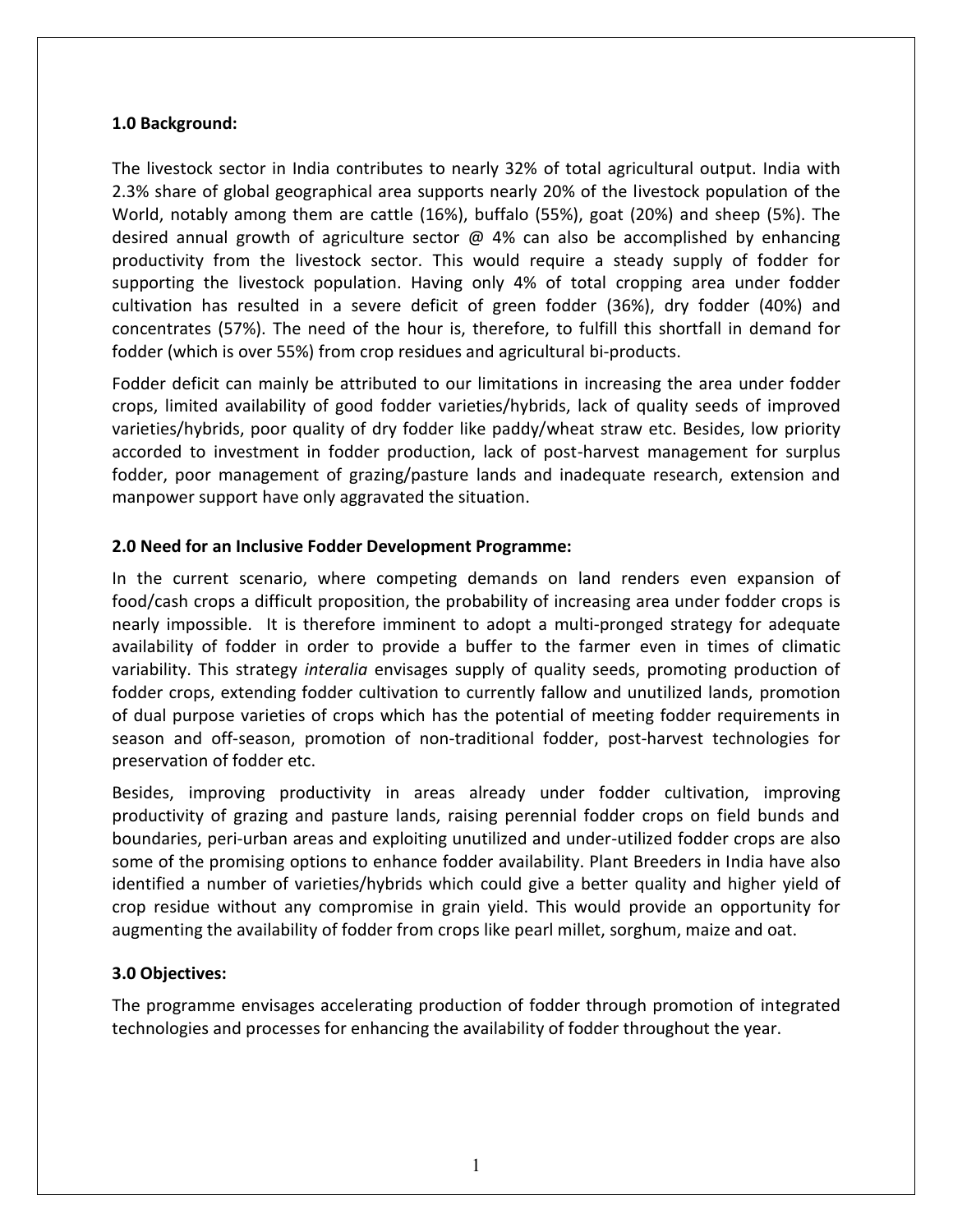## 1.0 Background:

The livestock sector in India contributes to nearly 32% of total agricultural output. India with 2.3% share of global geographical area supports nearly 20% of the livestock population of the World, notably among them are cattle (16%), buffalo (55%), goat (20%) and sheep (5%). The desired annual growth of agriculture sector @ 4% can also be accomplished by enhancing productivity from the livestock sector. This would require a steady supply of fodder for supporting the livestock population. Having only 4% of total cropping area under fodder cultivation has resulted in a severe deficit of green fodder (36%), dry fodder (40%) and concentrates (57%). The need of the hour is, therefore, to fulfill this shortfall in demand for fodder (which is over 55%) from crop residues and agricultural bi-products.

Fodder deficit can mainly be attributed to our limitations in increasing the area under fodder crops, limited availability of good fodder varieties/hybrids, lack of quality seeds of improved varieties/hybrids, poor quality of dry fodder like paddy/wheat straw etc. Besides, low priority accorded to investment in fodder production, lack of post-harvest management for surplus fodder, poor management of grazing/pasture lands and inadequate research, extension and manpower support have only aggravated the situation.

## 2.0 Need for an Inclusive Fodder Development Programme:

In the current scenario, where competing demands on land renders even expansion of food/cash crops a difficult proposition, the probability of increasing area under fodder crops is nearly impossible. It is therefore imminent to adopt a multi-pronged strategy for adequate availability of fodder in order to provide a buffer to the farmer even in times of climatic variability. This strategy *interalia* envisages supply of quality seeds, promoting production of fodder crops, extending fodder cultivation to currently fallow and unutilized lands, promotion of dual purpose varieties of crops which has the potential of meeting fodder requirements in season and off-season, promotion of non-traditional fodder, post-harvest technologies for preservation of fodder etc.

Besides, improving productivity in areas already under fodder cultivation, improving productivity of grazing and pasture lands, raising perennial fodder crops on field bunds and boundaries, peri-urban areas and exploiting unutilized and under-utilized fodder crops are also some of the promising options to enhance fodder availability. Plant Breeders in India have also identified a number of varieties/hybrids which could give a better quality and higher yield of crop residue without any compromise in grain yield. This would provide an opportunity for augmenting the availability of fodder from crops like pearl millet, sorghum, maize and oat.

## 3.0 Objectives:

The programme envisages accelerating production of fodder through promotion of integrated technologies and processes for enhancing the availability of fodder throughout the year.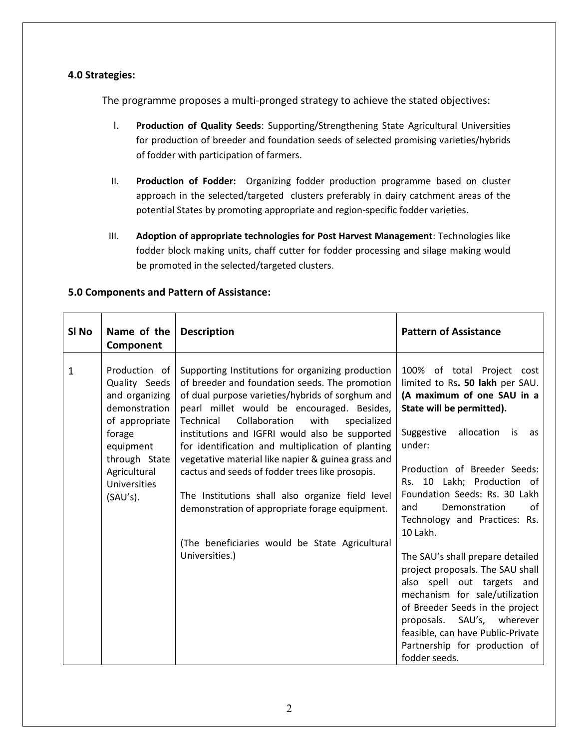### 4.0 Strategies:

The programme proposes a multi-pronged strategy to achieve the stated objectives:

I. **Production of Quality Seeds**: Supporting/Strengthening State Agricultural Universities for production of breeder and foundation seeds of selected promising varieties/hybrids of fodder with participation of farmers.

II. **Production of Fodder:** Organizing fodder production programme based on cluster approach in the selected/targeted clusters preferably in dairy catchment areas of the potential States by promoting appropriate and region-specific fodder varieties.

III. **Adoption of appropriate technologies for Post Harvest Management**: Technologies like fodder block making units, chaff cutter for fodder processing and silage making would be promoted in the selected/targeted clusters.

### 5.0 Components and Pattern of Assistance:

| Sl No | Name of the Component | Description | Pattern of Assistance |
|---|---|---|---|
| 1 | Production of Quality Seeds and organizing demonstration of appropriate forage equipment through State Agricultural Universities (SAU's). | Supporting Institutions for organizing production of breeder and foundation seeds. The promotion of dual purpose varieties/hybrids of sorghum and pearl millet would be encouraged. Besides, Technical Collaboration with specialized institutions and IGFRI would also be supported for identification and multiplication of planting vegetative material like napier & guinea grass and cactus and seeds of fodder trees like prosopis.<br><br>The Institutions shall also organize field level demonstration of appropriate forage equipment.<br><br>(The beneficiaries would be State Agricultural Universities.) | 100% of total Project cost limited to Rs**. 50 lakh** per SAU. **(A maximum of one SAU in a State will be permitted).**<br><br>Suggestive allocation is as under:<br><br>Production of Breeder Seeds: Rs. 10 Lakh; Production of Foundation Seeds: Rs. 30 Lakh and Demonstration of Technology and Practices: Rs. 10 Lakh.<br><br>The SAU's shall prepare detailed project proposals. The SAU shall also spell out targets and mechanism for sale/utilization of Breeder Seeds in the project proposals. SAU's, wherever feasible, can have Public-Private Partnership for production of fodder seeds. |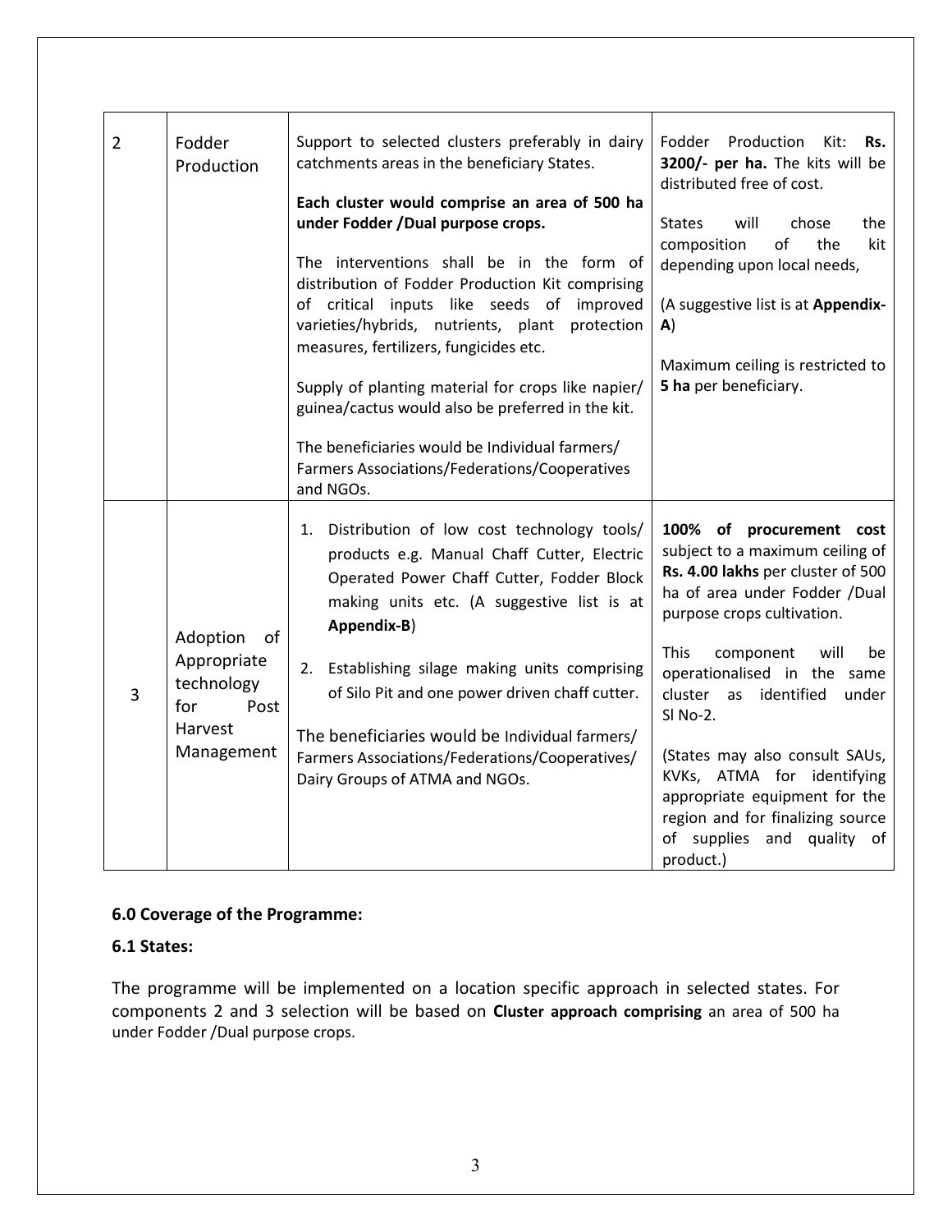| 2 | Fodder Production | Support to selected clusters preferably in dairy catchments areas in the beneficiary States.<br><br>**Each cluster would comprise an area of 500 ha under Fodder /Dual purpose crops.**<br><br>The interventions shall be in the form of distribution of Fodder Production Kit comprising of critical inputs like seeds of improved varieties/hybrids, nutrients, plant protection measures, fertilizers, fungicides etc.<br><br>Supply of planting material for crops like napier/ guinea/cactus would also be preferred in the kit.<br><br>The beneficiaries would be Individual farmers/ Farmers Associations/Federations/Cooperatives and NGOs. | Fodder Production Kit: **Rs. 3200/- per ha.** The kits will be distributed free of cost.<br><br>States will chose the composition of the kit depending upon local needs,<br><br>(A suggestive list is at **Appendix-A**)<br><br>Maximum ceiling is restricted to **5 ha** per beneficiary. |
|---|---|---|---|
| 3 | Adoption of Appropriate technology for Post Harvest Management | 1. Distribution of low cost technology tools/ products e.g. Manual Chaff Cutter, Electric Operated Power Chaff Cutter, Fodder Block making units etc. (A suggestive list is at **Appendix-B**)<br>2. Establishing silage making units comprising of Silo Pit and one power driven chaff cutter.<br><br>The beneficiaries would be Individual farmers/ Farmers Associations/Federations/Cooperatives/ Dairy Groups of ATMA and NGOs. | **100% of procurement cost** subject to a maximum ceiling of **Rs. 4.00 lakhs** per cluster of 500 ha of area under Fodder /Dual purpose crops cultivation.<br><br>This component will be operationalised in the same cluster as identified under Sl No-2.<br><br>(States may also consult SAUs, KVKs, ATMA for identifying appropriate equipment for the region and for finalizing source of supplies and quality of product.) |

### 6.0 Coverage of the Programme:

### 6.1 States:

The programme will be implemented on a location specific approach in selected states. For components 2 and 3 selection will be based on **Cluster approach comprising** an area of 500 ha under Fodder /Dual purpose crops.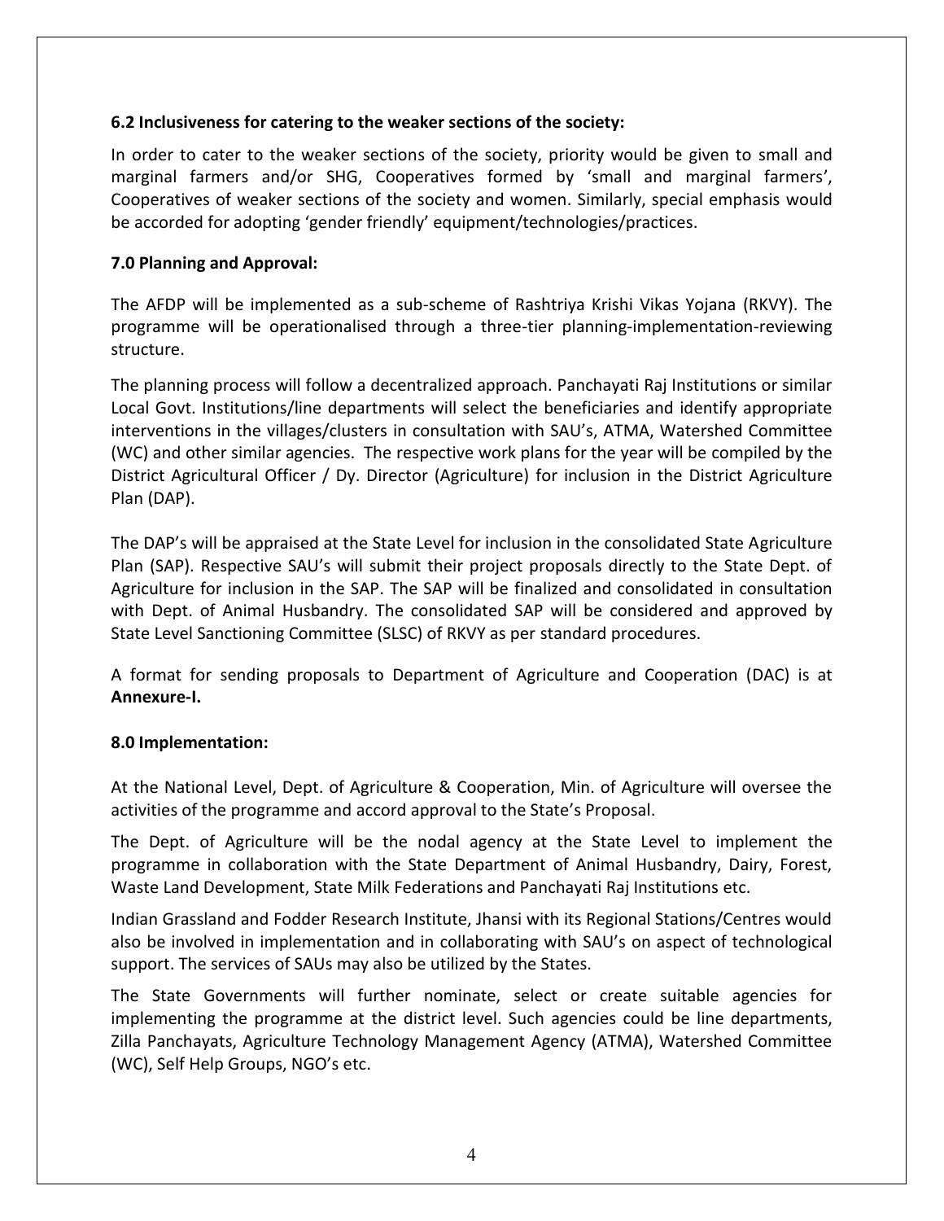### 6.2 Inclusiveness for catering to the weaker sections of the society:

In order to cater to the weaker sections of the society, priority would be given to small and marginal farmers and/or SHG, Cooperatives formed by 'small and marginal farmers', Cooperatives of weaker sections of the society and women. Similarly, special emphasis would be accorded for adopting 'gender friendly' equipment/technologies/practices.

## 7.0 Planning and Approval:

The AFDP will be implemented as a sub-scheme of Rashtriya Krishi Vikas Yojana (RKVY). The programme will be operationalised through a three-tier planning-implementation-reviewing structure.

The planning process will follow a decentralized approach. Panchayati Raj Institutions or similar Local Govt. Institutions/line departments will select the beneficiaries and identify appropriate interventions in the villages/clusters in consultation with SAU's, ATMA, Watershed Committee (WC) and other similar agencies. The respective work plans for the year will be compiled by the District Agricultural Officer / Dy. Director (Agriculture) for inclusion in the District Agriculture Plan (DAP).

The DAP's will be appraised at the State Level for inclusion in the consolidated State Agriculture Plan (SAP). Respective SAU's will submit their project proposals directly to the State Dept. of Agriculture for inclusion in the SAP. The SAP will be finalized and consolidated in consultation with Dept. of Animal Husbandry. The consolidated SAP will be considered and approved by State Level Sanctioning Committee (SLSC) of RKVY as per standard procedures.

A format for sending proposals to Department of Agriculture and Cooperation (DAC) is at **Annexure-I.**

## 8.0 Implementation:

At the National Level, Dept. of Agriculture & Cooperation, Min. of Agriculture will oversee the activities of the programme and accord approval to the State's Proposal.

The Dept. of Agriculture will be the nodal agency at the State Level to implement the programme in collaboration with the State Department of Animal Husbandry, Dairy, Forest, Waste Land Development, State Milk Federations and Panchayati Raj Institutions etc.

Indian Grassland and Fodder Research Institute, Jhansi with its Regional Stations/Centres would also be involved in implementation and in collaborating with SAU's on aspect of technological support. The services of SAUs may also be utilized by the States.

The State Governments will further nominate, select or create suitable agencies for implementing the programme at the district level. Such agencies could be line departments, Zilla Panchayats, Agriculture Technology Management Agency (ATMA), Watershed Committee (WC), Self Help Groups, NGO's etc.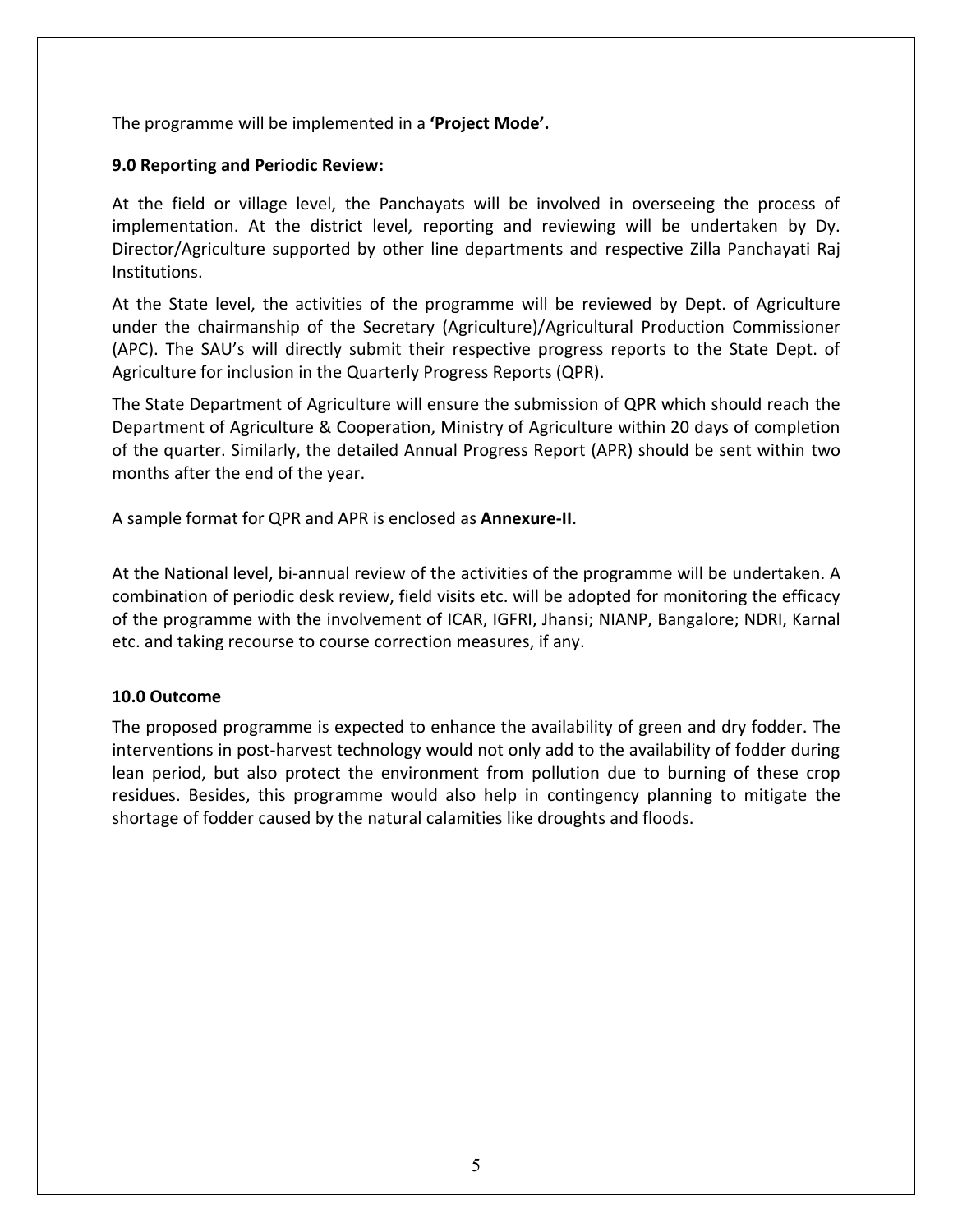The programme will be implemented in a **'Project Mode'.**

### 9.0 Reporting and Periodic Review:

At the field or village level, the Panchayats will be involved in overseeing the process of implementation. At the district level, reporting and reviewing will be undertaken by Dy. Director/Agriculture supported by other line departments and respective Zilla Panchayati Raj Institutions.

At the State level, the activities of the programme will be reviewed by Dept. of Agriculture under the chairmanship of the Secretary (Agriculture)/Agricultural Production Commissioner (APC). The SAU's will directly submit their respective progress reports to the State Dept. of Agriculture for inclusion in the Quarterly Progress Reports (QPR).

The State Department of Agriculture will ensure the submission of QPR which should reach the Department of Agriculture & Cooperation, Ministry of Agriculture within 20 days of completion of the quarter. Similarly, the detailed Annual Progress Report (APR) should be sent within two months after the end of the year.

A sample format for QPR and APR is enclosed as **Annexure-II**.

At the National level, bi-annual review of the activities of the programme will be undertaken. A combination of periodic desk review, field visits etc. will be adopted for monitoring the efficacy of the programme with the involvement of ICAR, IGFRI, Jhansi; NIANP, Bangalore; NDRI, Karnal etc. and taking recourse to course correction measures, if any.

### 10.0 Outcome

The proposed programme is expected to enhance the availability of green and dry fodder. The interventions in post-harvest technology would not only add to the availability of fodder during lean period, but also protect the environment from pollution due to burning of these crop residues. Besides, this programme would also help in contingency planning to mitigate the shortage of fodder caused by the natural calamities like droughts and floods.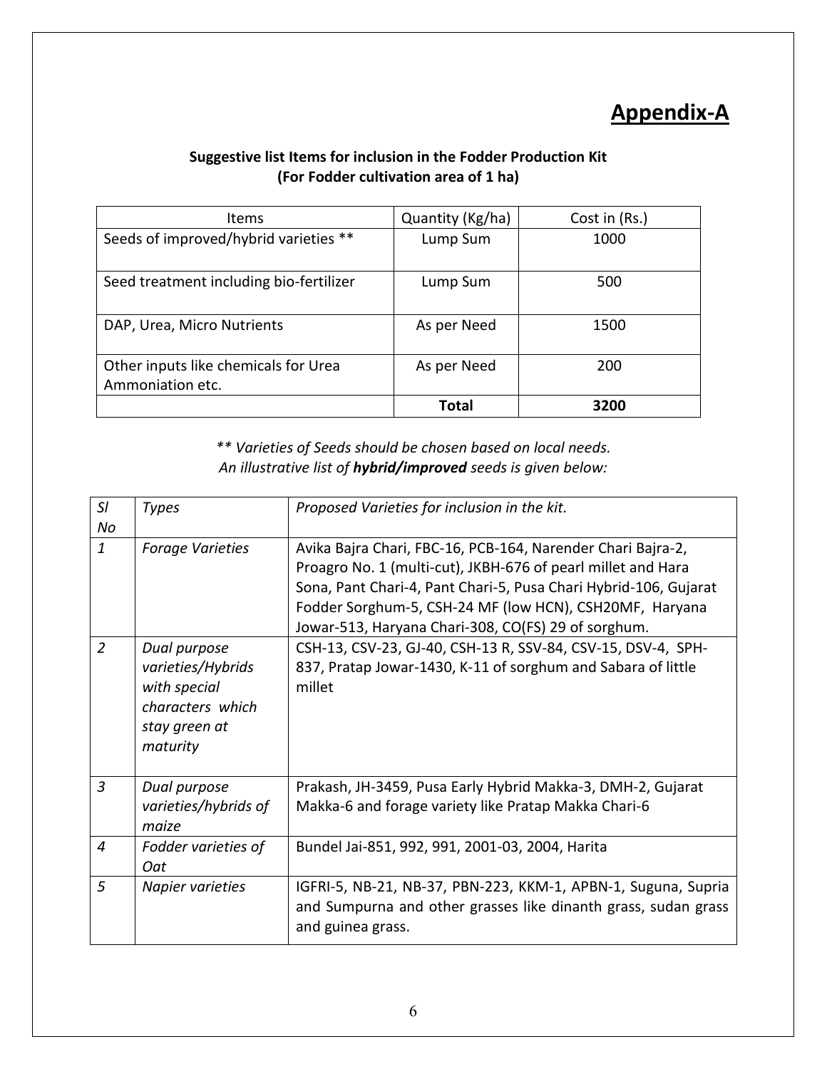# Appendix-A

**Suggestive list Items for inclusion in the Fodder Production Kit**
**(For Fodder cultivation area of 1 ha)**

| Items | Quantity (Kg/ha) | Cost in (Rs.) |
|---|---|---|
| Seeds of improved/hybrid varieties ** | Lump Sum | 1000 |
| Seed treatment including bio-fertilizer | Lump Sum | 500 |
| DAP, Urea, Micro Nutrients | As per Need | 1500 |
| Other inputs like chemicals for Urea Ammoniation etc. | As per Need | 200 |
| | **Total** | **3200** |

*** Varieties of Seeds should be chosen based on local needs.*
*An illustrative list of **hybrid/improved** seeds is given below:*

| *Sl No* | *Types* | *Proposed Varieties for inclusion in the kit.* |
|---|---|---|
| *1* | *Forage Varieties* | Avika Bajra Chari, FBC-16, PCB-164, Narender Chari Bajra-2, Proagro No. 1 (multi-cut), JKBH-676 of pearl millet and Hara Sona, Pant Chari-4, Pant Chari-5, Pusa Chari Hybrid-106, Gujarat Fodder Sorghum-5, CSH-24 MF (low HCN), CSH20MF, Haryana Jowar-513, Haryana Chari-308, CO(FS) 29 of sorghum. |
| *2* | *Dual purpose varieties/Hybrids with special characters which stay green at maturity* | CSH-13, CSV-23, GJ-40, CSH-13 R, SSV-84, CSV-15, DSV-4, SPH-837, Pratap Jowar-1430, K-11 of sorghum and Sabara of little millet |
| *3* | *Dual purpose varieties/hybrids of maize* | Prakash, JH-3459, Pusa Early Hybrid Makka-3, DMH-2, Gujarat Makka-6 and forage variety like Pratap Makka Chari-6 |
| *4* | *Fodder varieties of Oat* | Bundel Jai-851, 992, 991, 2001-03, 2004, Harita |
| *5* | *Napier varieties* | IGFRI-5, NB-21, NB-37, PBN-223, KKM-1, APBN-1, Suguna, Supria and Sumpurna and other grasses like dinanth grass, sudan grass and guinea grass. |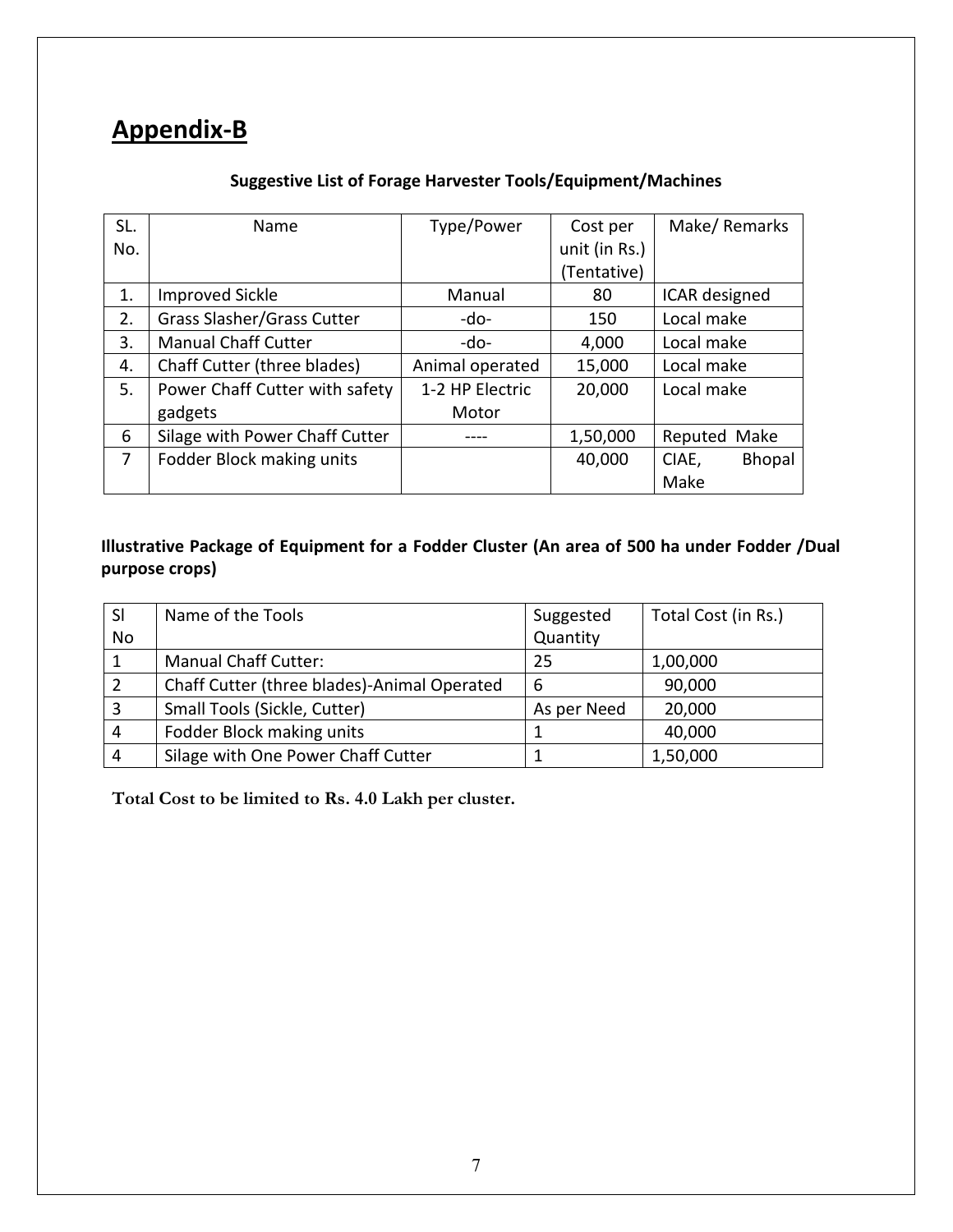# Appendix-B

**Suggestive List of Forage Harvester Tools/Equipment/Machines**

| SL. No. | Name | Type/Power | Cost per unit (in Rs.) (Tentative) | Make/ Remarks |
|---|---|---|---|---|
| 1. | Improved Sickle | Manual | 80 | ICAR designed |
| 2. | Grass Slasher/Grass Cutter | -do- | 150 | Local make |
| 3. | Manual Chaff Cutter | -do- | 4,000 | Local make |
| 4. | Chaff Cutter (three blades) | Animal operated | 15,000 | Local make |
| 5. | Power Chaff Cutter with safety gadgets | 1-2 HP Electric Motor | 20,000 | Local make |
| 6 | Silage with Power Chaff Cutter | ---- | 1,50,000 | Reputed Make |
| 7 | Fodder Block making units | | 40,000 | CIAE, Bhopal Make |

**Illustrative Package of Equipment for a Fodder Cluster (An area of 500 ha under Fodder /Dual purpose crops)**

| Sl No | Name of the Tools | Suggested Quantity | Total Cost (in Rs.) |
|---|---|---|---|
| 1 | Manual Chaff Cutter: | 25 | 1,00,000 |
| 2 | Chaff Cutter (three blades)-Animal Operated | 6 | 90,000 |
| 3 | Small Tools (Sickle, Cutter) | As per Need | 20,000 |
| 4 | Fodder Block making units | 1 | 40,000 |
| 4 | Silage with One Power Chaff Cutter | 1 | 1,50,000 |

**Total Cost to be limited to Rs. 4.0 Lakh per cluster.**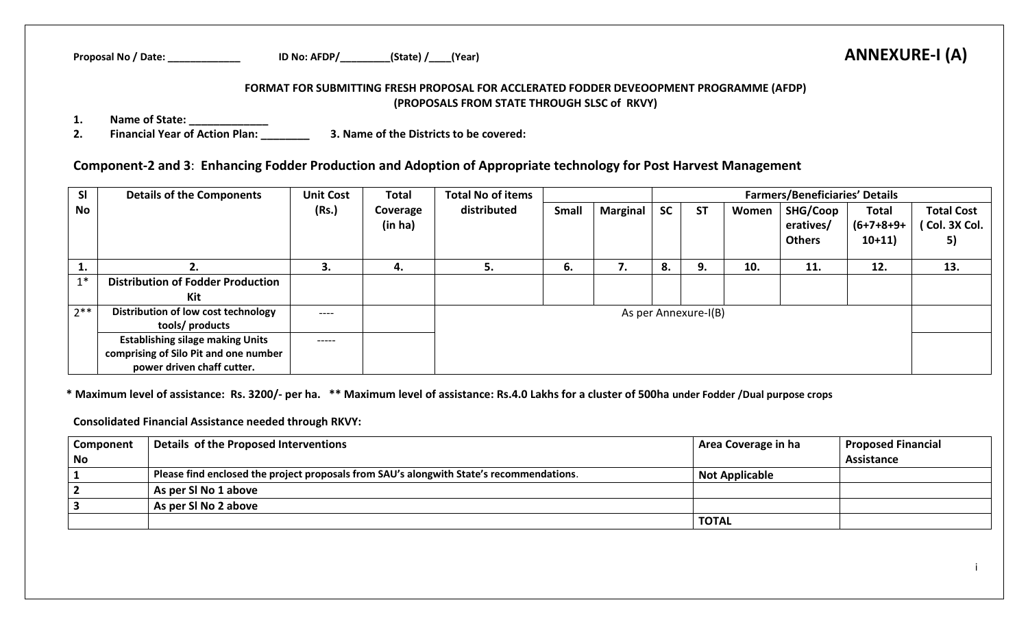**Proposal No / Date: _____________** **ID No: AFDP/_________(State) /____(Year)**

# ANNEXURE-I (A)

**FORMAT FOR SUBMITTING FRESH PROPOSAL FOR ACCLERATED FODDER DEVEOOPMENT PROGRAMME (AFDP)**
**(PROPOSALS FROM STATE THROUGH SLSC of RKVY)**

1. **Name of State: _____________**
2. **Financial Year of Action Plan: ________** 3. **Name of the Districts to be covered:**

## Component-2 and 3: Enhancing Fodder Production and Adoption of Appropriate technology for Post Harvest Management

| Sl No | Details of the Components | Unit Cost (Rs.) | Total Coverage (in ha) | Total No of items distributed | | | Farmers/Beneficiaries' Details | | | | | Total Cost ( Col. 3X Col. 5) |
|---|---|---|---|---|---|---|---|---|---|---|---|---|
| | | | | | Small | Marginal | SC | ST | Women | SHG/Coop eratives/ Others | Total (6+7+8+9+ 10+11) | |
| 1. | 2. | 3. | 4. | 5. | 6. | 7. | 8. | 9. | 10. | 11. | 12. | 13. |
| 1* | **Distribution of Fodder Production Kit** | | | | | | | | | | | |
| 2** | **Distribution of low cost technology tools/ products** | ---- | | As per Annexure-I(B) | | | | | | | | |
| | **Establishing silage making Units comprising of Silo Pit and one number power driven chaff cutter.** | ----- | | | | | | | | | | |

**\* Maximum level of assistance: Rs. 3200/- per ha. \*\* Maximum level of assistance: Rs.4.0 Lakhs for a cluster of 500ha under Fodder /Dual purpose crops**

**Consolidated Financial Assistance needed through RKVY:**

| Component No | Details of the Proposed Interventions | Area Coverage in ha | Proposed Financial Assistance |
|---|---|---|---|
| 1 | Please find enclosed the project proposals from SAU's alongwith State's recommendations. | Not Applicable | |
| 2 | As per Sl No 1 above | | |
| 3 | As per Sl No 2 above | | |
| | | TOTAL | |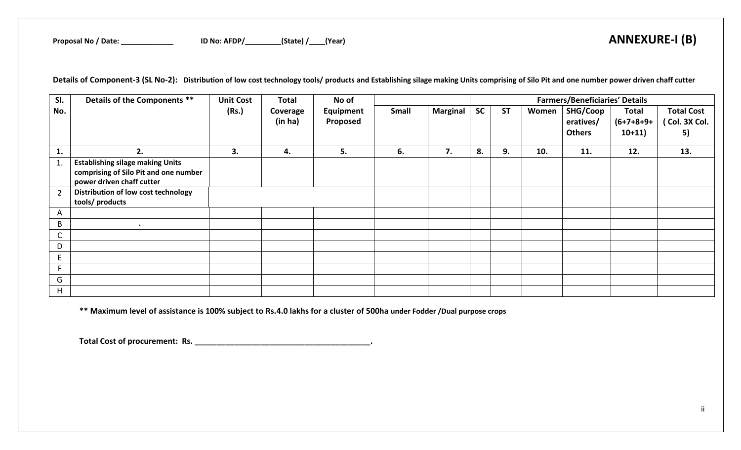**Proposal No / Date: _____________ ID No: AFDP/_________(State) /____(Year)**

# ANNEXURE-I (B)

**Details of Component-3 (SL No-2): Distribution of low cost technology tools/ products and Establishing silage making Units comprising of Silo Pit and one number power driven chaff cutter**

| Sl. No. | Details of the Components ** | Unit Cost (Rs.) | Total Coverage (in ha) | No of Equipment Proposed | | | Farmers/Beneficiaries' Details | | | | | |
|---|---|---|---|---|---|---|---|---|---|---|---|---|
| | | | | | Small | Marginal | SC | ST | Women | SHG/Cooperatives/ Others | Total (6+7+8+9+10+11) | Total Cost ( Col. 3X Col. 5) |
| **1.** | **2.** | **3.** | **4.** | **5.** | **6.** | **7.** | **8.** | **9.** | **10.** | **11.** | **12.** | **13.** |
| 1. | **Establishing silage making Units comprising of Silo Pit and one number power driven chaff cutter** | | | | | | | | | | | |
| 2 | **Distribution of low cost technology tools/ products** | | | | | | | | | | | |
| A | | | | | | | | | | | | |
| B | . | | | | | | | | | | | |
| C | | | | | | | | | | | | |
| D | | | | | | | | | | | | |
| E | | | | | | | | | | | | |
| F | | | | | | | | | | | | |
| G | | | | | | | | | | | | |
| H | | | | | | | | | | | | |

**** Maximum level of assistance is 100% subject to Rs.4.0 lakhs for a cluster of 500ha under Fodder /Dual purpose crops**

**Total Cost of procurement: Rs. _______________________________________.**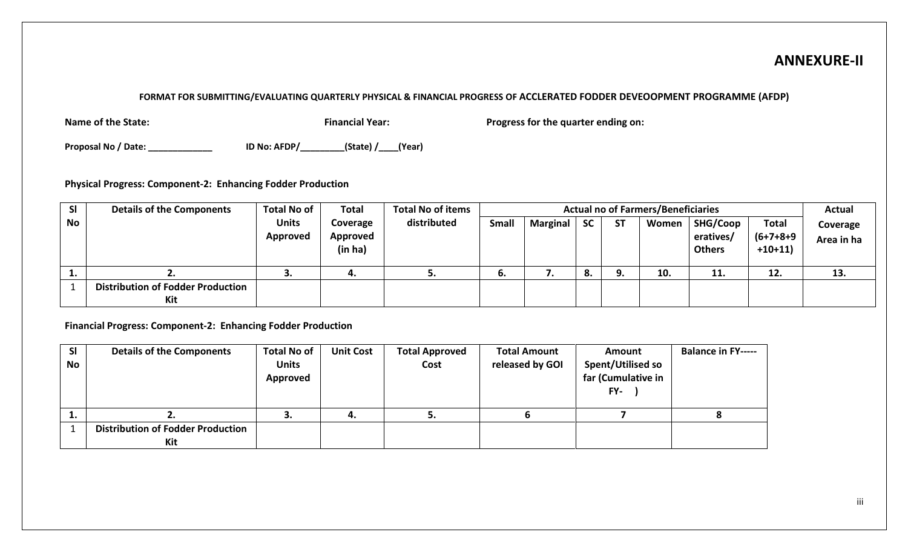# ANNEXURE-II

**FORMAT FOR SUBMITTING/EVALUATING QUARTERLY PHYSICAL & FINANCIAL PROGRESS OF ACCLERATED FODDER DEVEOOPMENT PROGRAMME (AFDP)**

**Name of the State:** **Financial Year:** **Progress for the quarter ending on:**

**Proposal No / Date: _____________** **ID No: AFDP/_________(State) /____(Year)**

**Physical Progress: Component-2: Enhancing Fodder Production**

| Sl No | Details of the Components | Total No of Units Approved | Total Coverage Approved (in ha) | Total No of items distributed | Actual no of Farmers/Beneficiaries | | | | | | | Actual Coverage Area in ha |
|---|---|---|---|---|---|---|---|---|---|---|---|---|
| | | | | | Small | Marginal | SC | ST | Women | SHG/Coop eratives/ Others | Total (6+7+8+9 +10+11) | |
| 1. | 2. | 3. | 4. | 5. | 6. | 7. | 8. | 9. | 10. | 11. | 12. | 13. |
| 1 | Distribution of Fodder Production Kit | | | | | | | | | | | |

**Financial Progress: Component-2: Enhancing Fodder Production**

| Sl No | Details of the Components | Total No of Units Approved | Unit Cost | Total Approved Cost | Total Amount released by GOI | Amount Spent/Utilised so far (Cumulative in FY- ) | Balance in FY----- |
|---|---|---|---|---|---|---|---|
| 1. | 2. | 3. | 4. | 5. | 6 | 7 | 8 |
| 1 | Distribution of Fodder Production Kit | | | | | | |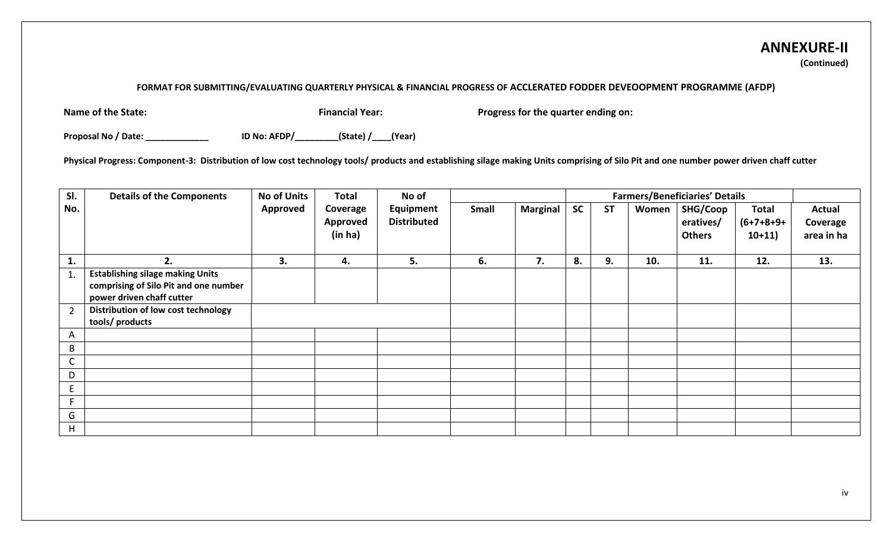# ANNEXURE-II

**(Continued)**

**FORMAT FOR SUBMITTING/EVALUATING QUARTERLY PHYSICAL & FINANCIAL PROGRESS OF ACCLERATED FODDER DEVEOOPMENT PROGRAMME (AFDP)**

**Name of the State:** **Financial Year:** **Progress for the quarter ending on:**

**Proposal No / Date: _____________** **ID No: AFDP/_________(State) /____(Year)**

**Physical Progress: Component-3: Distribution of low cost technology tools/ products and establishing silage making Units comprising of Silo Pit and one number power driven chaff cutter**

| Sl. No. | Details of the Components | No of Units Approved | Total Coverage Approved (in ha) | No of Equipment Distributed | Farmers/Beneficiaries' Details | | | | | | | |
|---|---|---|---|---|---|---|---|---|---|---|---|---|
| | | | | | Small | Marginal | SC | ST | Women | SHG/Cooperatives/ Others | Total (6+7+8+9+10+11) | Actual Coverage area in ha |
| 1. | 2. | 3. | 4. | 5. | 6. | 7. | 8. | 9. | 10. | 11. | 12. | 13. |
| 1. | Establishing silage making Units comprising of Silo Pit and one number power driven chaff cutter | | | | | | | | | | | |
| 2 | Distribution of low cost technology tools/ products | | | | | | | | | | | |
| A | | | | | | | | | | | | |
| B | | | | | | | | | | | | |
| C | | | | | | | | | | | | |
| D | | | | | | | | | | | | |
| E | | | | | | | | | | | | |
| F | | | | | | | | | | | | |
| G | | | | | | | | | | | | |
| H | | | | | | | | | | | | |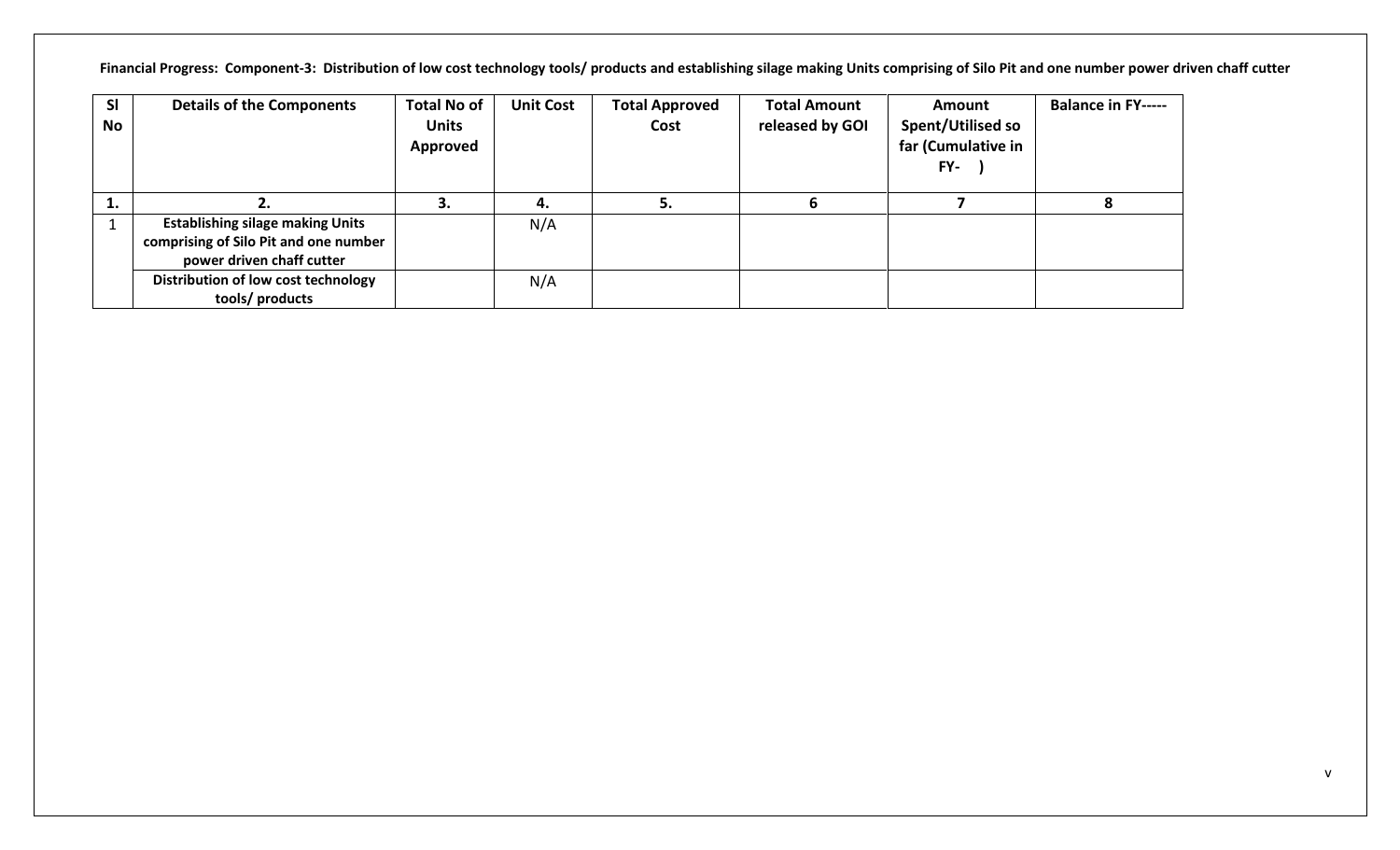**Financial Progress: Component-3: Distribution of low cost technology tools/ products and establishing silage making Units comprising of Silo Pit and one number power driven chaff cutter**

| Sl No | Details of the Components | Total No of Units Approved | Unit Cost | Total Approved Cost | Total Amount released by GOI | Amount Spent/Utilised so far (Cumulative in FY- ) | Balance in FY----- |
|---|---|---|---|---|---|---|---|
| 1. | 2. | 3. | 4. | 5. | 6 | 7 | 8 |
| 1 | Establishing silage making Units comprising of Silo Pit and one number power driven chaff cutter | | N/A | | | | |
| | Distribution of low cost technology tools/ products | | N/A | | | | |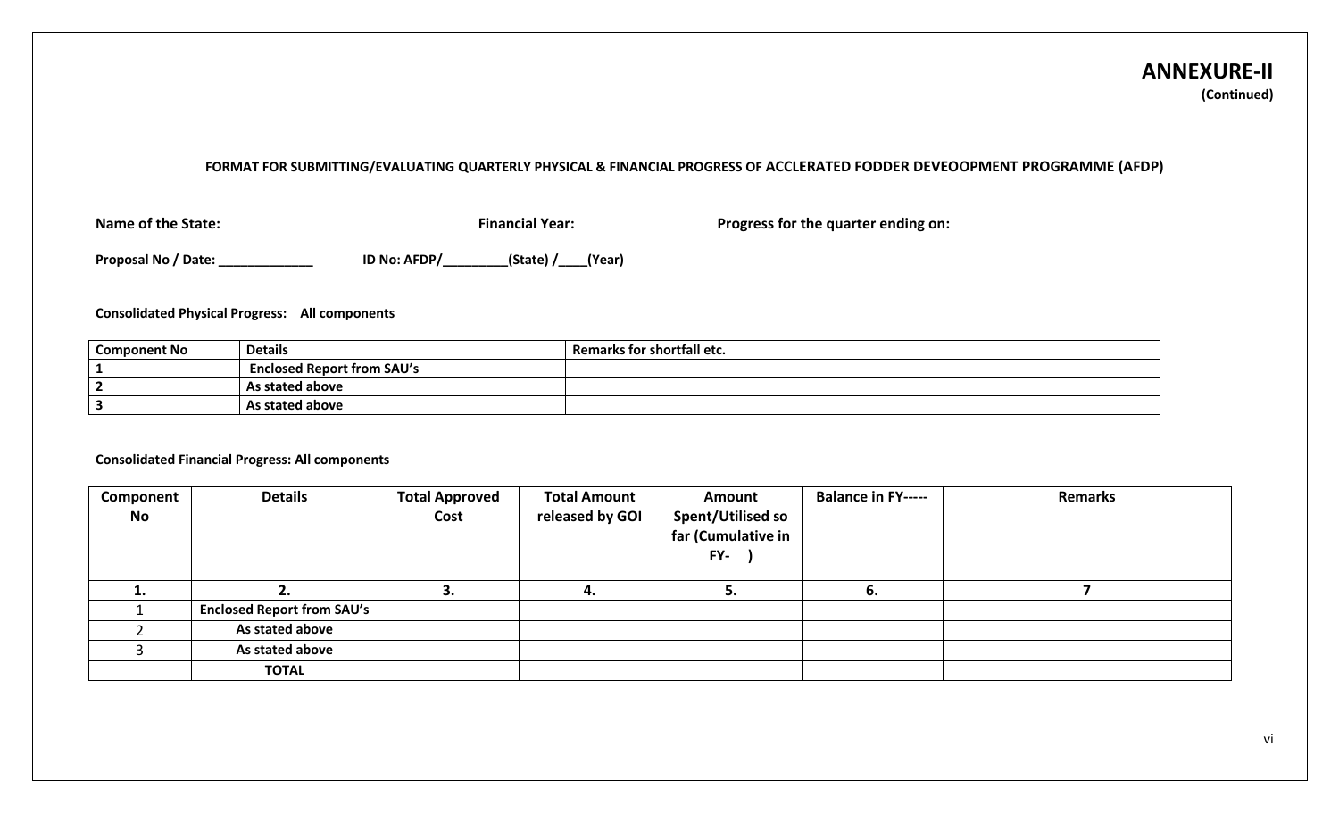# ANNEXURE-II

**(Continued)**

**FORMAT FOR SUBMITTING/EVALUATING QUARTERLY PHYSICAL & FINANCIAL PROGRESS OF ACCLERATED FODDER DEVEOOPMENT PROGRAMME (AFDP)**

**Name of the State:** **Financial Year:** **Progress for the quarter ending on:**

**Proposal No / Date: _____________** **ID No: AFDP/_________(State) /____(Year)**

**Consolidated Physical Progress: All components**

| Component No | Details | Remarks for shortfall etc. |
|---|---|---|
| 1 | Enclosed Report from SAU's | |
| 2 | As stated above | |
| 3 | As stated above | |

**Consolidated Financial Progress: All components**

| Component No | Details | Total Approved Cost | Total Amount released by GOI | Amount Spent/Utilised so far (Cumulative in FY- ) | Balance in FY----- | Remarks |
|---|---|---|---|---|---|---|
| 1. | 2. | 3. | 4. | 5. | 6. | 7 |
| 1 | Enclosed Report from SAU's | | | | | |
| 2 | As stated above | | | | | |
| 3 | As stated above | | | | | |
| | TOTAL | | | | | |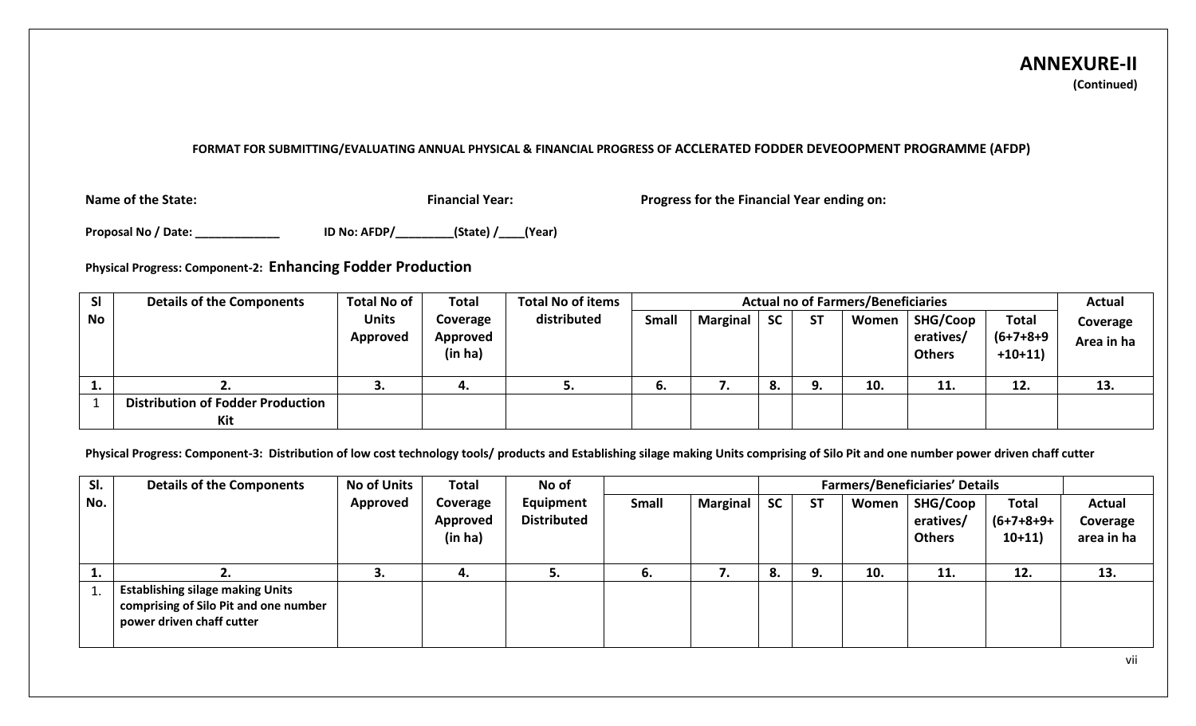**ANNEXURE-II**
**(Continued)**

**FORMAT FOR SUBMITTING/EVALUATING ANNUAL PHYSICAL & FINANCIAL PROGRESS OF ACCLERATED FODDER DEVEOOPMENT PROGRAMME (AFDP)**

**Name of the State:** **Financial Year:** **Progress for the Financial Year ending on:**

**Proposal No / Date: _____________** **ID No: AFDP/_________(State) /____(Year)**

**Physical Progress: Component-2: Enhancing Fodder Production**

| Sl No | Details of the Components | Total No of Units Approved | Total Coverage Approved (in ha) | Total No of items distributed | Actual no of Farmers/Beneficiaries | | | | | | | Actual Coverage Area in ha |
|---|---|---|---|---|---|---|---|---|---|---|---|---|
| | | | | | Small | Marginal | SC | ST | Women | SHG/Cooperatives/Others | Total (6+7+8+9+10+11) | |
| 1. | 2. | 3. | 4. | 5. | 6. | 7. | 8. | 9. | 10. | 11. | 12. | 13. |
| 1 | Distribution of Fodder Production Kit | | | | | | | | | | | |

**Physical Progress: Component-3: Distribution of low cost technology tools/ products and Establishing silage making Units comprising of Silo Pit and one number power driven chaff cutter**

| Sl. No. | Details of the Components | No of Units Approved | Total Coverage Approved (in ha) | No of Equipment Distributed | | | Farmers/Beneficiaries' Details | | | | | |
|---|---|---|---|---|---|---|---|---|---|---|---|---|
| | | | | | Small | Marginal | SC | ST | Women | SHG/Cooperatives/Others | Total (6+7+8+9+10+11) | Actual Coverage area in ha |
| 1. | 2. | 3. | 4. | 5. | 6. | 7. | 8. | 9. | 10. | 11. | 12. | 13. |
| 1. | Establishing silage making Units comprising of Silo Pit and one number power driven chaff cutter | | | | | | | | | | | |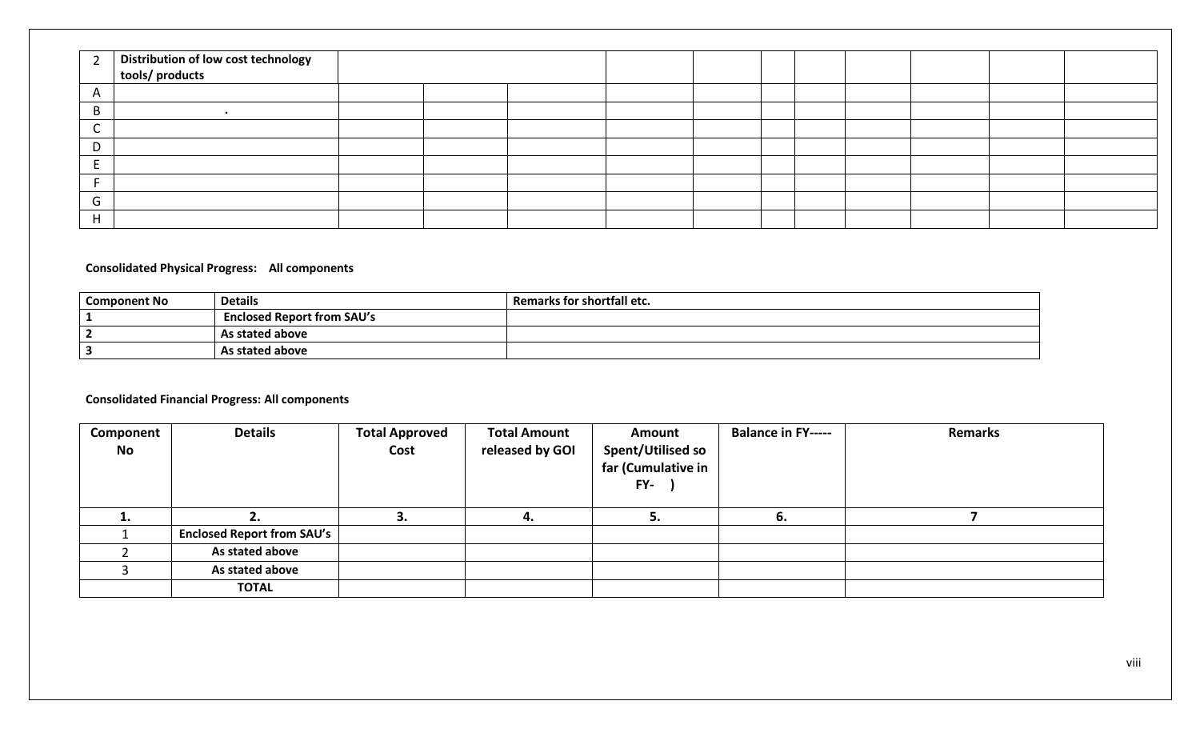| | | | | | | | | | | | | | |
|---|---|---|---|---|---|---|---|---|---|---|---|---|---|
| 2 | Distribution of low cost technology tools/ products | | | | | | | | | | | | |
| A | | | | | | | | | | | | | |
| B | . | | | | | | | | | | | | |
| C | | | | | | | | | | | | | |
| D | | | | | | | | | | | | | |
| E | | | | | | | | | | | | | |
| F | | | | | | | | | | | | | |
| G | | | | | | | | | | | | | |
| H | | | | | | | | | | | | | |

**Consolidated Physical Progress: All components**

| Component No | Details | Remarks for shortfall etc. |
|---|---|---|
| 1 | Enclosed Report from SAU's | |
| 2 | As stated above | |
| 3 | As stated above | |

**Consolidated Financial Progress: All components**

| Component No | Details | Total Approved Cost | Total Amount released by GOI | Amount Spent/Utilised so far (Cumulative in FY- ) | Balance in FY----- | Remarks |
|---|---|---|---|---|---|---|
| 1. | 2. | 3. | 4. | 5. | 6. | 7 |
| 1 | Enclosed Report from SAU's | | | | | |
| 2 | As stated above | | | | | |
| 3 | As stated above | | | | | |
| | TOTAL | | | | | |